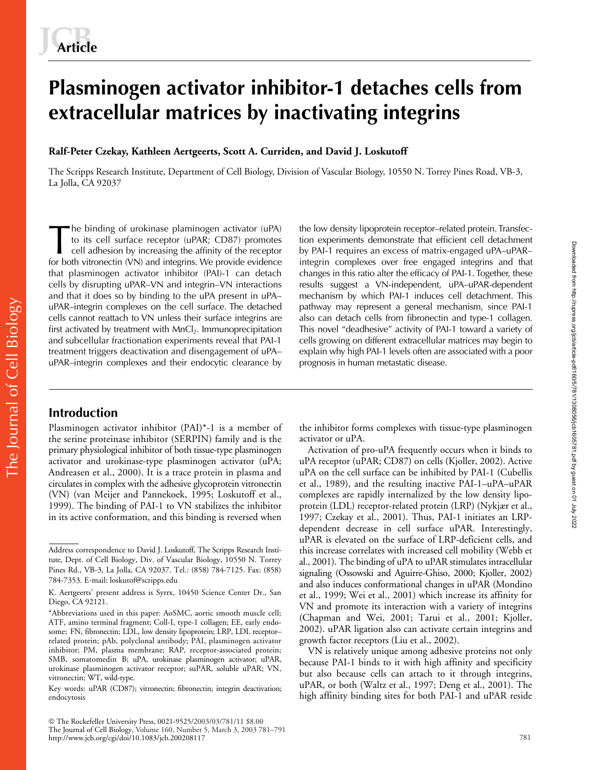# Plasminogen activator inhibitor-1 detaches cells from extracellular matrices by inactivating integrins

**Ralf-Peter Czekay, Kathleen Aertgeerts, Scott A. Curriden, and David J. Loskutoff**

The Scripps Research Institute, Department of Cell Biology, Division of Vascular Biology, 10550 N. Torrey Pines Road, VB-3, La Jolla, CA 92037

The binding of urokinase plaminogen activator (uPA) to its cell surface receptor (uPAR; CD87) promotes cell adhesion by increasing the affinity of the receptor for both vitronectin (VN) and integrins. We provide evidence that plasminogen activator inhibitor (PAI)-1 can detach cells by disrupting uPAR–VN and integrin–VN interactions and that it does so by binding to the uPA present in uPA–uPAR–integrin complexes on the cell surface. The detached cells cannot reattach to VN unless their surface integrins are first activated by treatment with $MnCl_2$. Immunoprecipitation and subcellular fractionation experiments reveal that PAI-1 treatment triggers deactivation and disengagement of uPA–uPAR–integrin complexes and their endocytic clearance by the low density lipoprotein receptor–related protein. Transfection experiments demonstrate that efficient cell detachment by PAI-1 requires an excess of matrix-engaged uPA–uPAR–integrin complexes over free engaged integrins and that changes in this ratio alter the efficacy of PAI-1. Together, these results suggest a VN-independent, uPA–uPAR-dependent mechanism by which PAI-1 induces cell detachment. This pathway may represent a general mechanism, since PAI-1 also can detach cells from fibronectin and type-1 collagen. This novel "deadhesive" activity of PAI-1 toward a variety of cells growing on different extracellular matrices may begin to explain why high PAI-1 levels often are associated with a poor prognosis in human metastatic disease.

## Introduction

Plasminogen activator inhibitor (PAI)*-1 is a member of the serine proteinase inhibitor (SERPIN) family and is the primary physiological inhibitor of both tissue-type plasminogen activator and urokinase-type plasminogen activator (uPA; Andreasen et al., 2000). It is a trace protein in plasma and circulates in complex with the adhesive glycoprotein vitronectin (VN) (van Meijer and Pannekoek, 1995; Loskutoff et al., 1999). The binding of PAI-1 to VN stabilizes the inhibitor in its active conformation, and this binding is reversed when the inhibitor forms complexes with tissue-type plasminogen activator or uPA.

Activation of pro-uPA frequently occurs when it binds to uPA receptor (uPAR; CD87) on cells (Kjoller, 2002). Active uPA on the cell surface can be inhibited by PAI-1 (Cubellis et al., 1989), and the resulting inactive PAI-1–uPA–uPAR complexes are rapidly internalized by the low density lipoprotein (LDL) receptor-related protein (LRP) (Nykjær et al., 1997; Czekay et al., 2001). Thus, PAI-1 initiates an LRP-dependent decrease in cell surface uPAR. Interestingly, uPAR is elevated on the surface of LRP-deficient cells, and this increase correlates with increased cell mobility (Webb et al., 2001). The binding of uPA to uPAR stimulates intracellular signaling (Ossowski and Aguirre-Ghiso, 2000; Kjoller, 2002) and also induces conformational changes in uPAR (Mondino et al., 1999; Wei et al., 2001) which increase its affinity for VN and promote its interaction with a variety of integrins (Chapman and Wei, 2001; Tarui et al., 2001; Kjoller, 2002). uPAR ligation also can activate certain integrins and growth factor receptors (Liu et al., 2002).

VN is relatively unique among adhesive proteins not only because PAI-1 binds to it with high affinity and specificity but also because cells can attach to it through integrins, uPAR, or both (Waltz et al., 1997; Deng et al., 2001). The high affinity binding sites for both PAI-1 and uPAR reside

Address correspondence to David J. Loskutoff, The Scripps Research Institute, Dept. of Cell Biology, Div. of Vascular Biology, 10550 N. Torrey Pines Rd., VB-3, La Jolla, CA 92037. Tel.: (858) 784-7125. Fax: (858) 784-7353. E-mail: loskutof@scripps.edu

K. Aertgeerts' present address is Syrrx, 10450 Science Center Dr., San Diego, CA 92121.

*Abbreviations used in this paper: AoSMC, aortic smooth muscle cell; ATF, amino terminal fragment; Coll-I, type-1 collagen; EE, early endosome; FN, fibronectin; LDL, low density lipoprotein; LRP, LDL receptor–related protein; pAb, polyclonal antibody; PAI, plasminogen activator inhibitor; PM, plasma membrane; RAP, receptor-associated protein; SMB, somatomedin B; uPA, urokinase plasminogen activator; uPAR, urokinase plasminogen activator receptor; suPAR, soluble uPAR; VN, vitronectin; WT, wild-type.

Key words: uPAR (CD87); vitronectin; fibronectin; integrin deactivation; endocytosis

© The Rockefeller University Press, 0021-9525/2003/03/781/11 $8.00
The Journal of Cell Biology, Volume 160, Number 5, March 3, 2003 781–791
http://www.jcb.org/cgi/doi/10.1083/jcb.200208117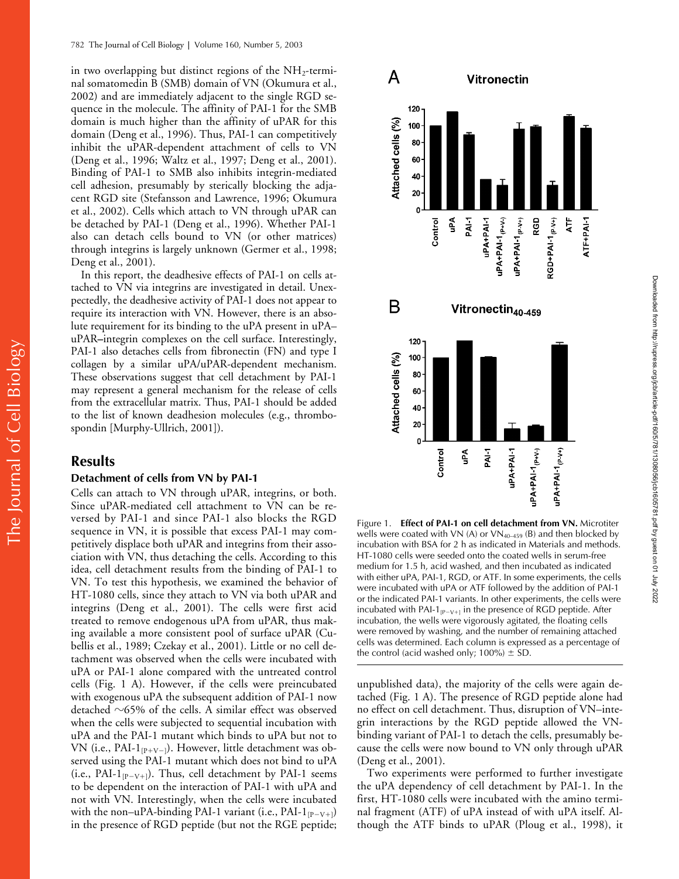in two overlapping but distinct regions of the $NH_2$-terminal somatomedin B (SMB) domain of VN (Okumura et al., 2002) and are immediately adjacent to the single RGD sequence in the molecule. The affinity of PAI-1 for the SMB domain is much higher than the affinity of uPAR for this domain (Deng et al., 1996). Thus, PAI-1 can competitively inhibit the uPAR-dependent attachment of cells to VN (Deng et al., 1996; Waltz et al., 1997; Deng et al., 2001). Binding of PAI-1 to SMB also inhibits integrin-mediated cell adhesion, presumably by sterically blocking the adjacent RGD site (Stefansson and Lawrence, 1996; Okumura et al., 2002). Cells which attach to VN through uPAR can be detached by PAI-1 (Deng et al., 1996). Whether PAI-1 also can detach cells bound to VN (or other matrices) through integrins is largely unknown (Germer et al., 1998; Deng et al., 2001).

In this report, the deadhesive effects of PAI-1 on cells attached to VN via integrins are investigated in detail. Unexpectedly, the deadhesive activity of PAI-1 does not appear to require its interaction with VN. However, there is an absolute requirement for its binding to the uPA present in uPA–uPAR–integrin complexes on the cell surface. Interestingly, PAI-1 also detaches cells from fibronectin (FN) and type I collagen by a similar uPA/uPAR-dependent mechanism. These observations suggest that cell detachment by PAI-1 may represent a general mechanism for the release of cells from the extracellular matrix. Thus, PAI-1 should be added to the list of known deadhesion molecules (e.g., thrombospondin [Murphy-Ullrich, 2001]).

## Results

### Detachment of cells from VN by PAI-1

Cells can attach to VN through uPAR, integrins, or both. Since uPAR-mediated cell attachment to VN can be reversed by PAI-1 and since PAI-1 also blocks the RGD sequence in VN, it is possible that excess PAI-1 may competitively displace both uPAR and integrins from their association with VN, thus detaching the cells. According to this idea, cell detachment results from the binding of PAI-1 to VN. To test this hypothesis, we examined the behavior of HT-1080 cells, since they attach to VN via both uPAR and integrins (Deng et al., 2001). The cells were first acid treated to remove endogenous uPA from uPAR, thus making available a more consistent pool of surface uPAR (Cubellis et al., 1989; Czekay et al., 2001). Little or no cell detachment was observed when the cells were incubated with uPA or PAI-1 alone compared with the untreated control cells (Fig. 1 A). However, if the cells were preincubated with exogenous uPA the subsequent addition of PAI-1 now detached ~65% of the cells. A similar effect was observed when the cells were subjected to sequential incubation with uPA and the PAI-1 mutant which binds to uPA but not to VN (i.e., PAI-$1_{[P+V-]}$). However, little detachment was observed using the PAI-1 mutant which does not bind to uPA (i.e., PAI-$1_{[P-V+]}$). Thus, cell detachment by PAI-1 seems to be dependent on the interaction of PAI-1 with uPA and not with VN. Interestingly, when the cells were incubated with the non–uPA-binding PAI-1 variant (i.e., PAI-$1_{[P-V+]}$) in the presence of RGD peptide (but not the RGE peptide; unpublished data), the majority of the cells were again detached (Fig. 1 A). The presence of RGD peptide alone had no effect on cell detachment. Thus, disruption of VN–integrin interactions by the RGD peptide allowed the VN-binding variant of PAI-1 to detach the cells, presumably because the cells were now bound to VN only through uPAR (Deng et al., 2001).

Figure 1. **Effect of PAI-1 on cell detachment from VN.** Microtiter wells were coated with VN (A) or $VN_{40-459}$ (B) and then blocked by incubation with BSA for 2 h as indicated in Materials and methods. HT-1080 cells were seeded onto the coated wells in serum-free medium for 1.5 h, acid washed, and then incubated as indicated with either uPA, PAI-1, RGD, or ATF. In some experiments, the cells were incubated with uPA or ATF followed by the addition of PAI-1 or the indicated PAI-1 variants. In other experiments, the cells were incubated with PAI-$1_{[P-V+]}$ in the presence of RGD peptide. After incubation, the wells were vigorously agitated, the floating cells were removed by washing, and the number of remaining attached cells was determined. Each column is expressed as a percentage of the control (acid washed only; 100%) ± SD.

Two experiments were performed to further investigate the uPA dependency of cell detachment by PAI-1. In the first, HT-1080 cells were incubated with the amino terminal fragment (ATF) of uPA instead of with uPA itself. Although the ATF binds to uPAR (Ploug et al., 1998), it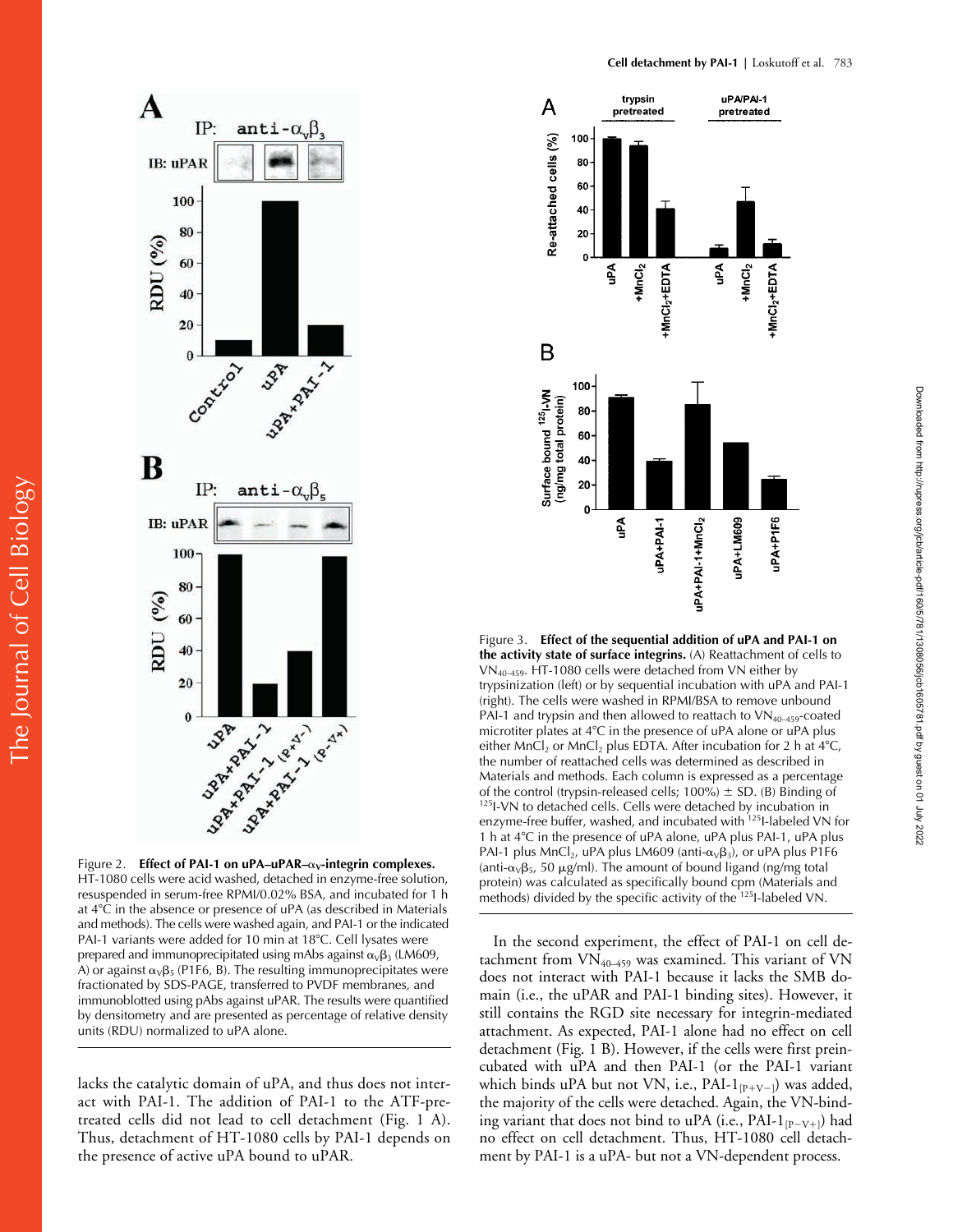Figure 2. **Effect of PAI-1 on uPA–uPAR–$\alpha_V$-integrin complexes.** HT-1080 cells were acid washed, detached in enzyme-free solution, resuspended in serum-free RPMI/0.02% BSA, and incubated for 1 h at 4°C in the absence or presence of uPA (as described in Materials and methods). The cells were washed again, and PAI-1 or the indicated PAI-1 variants were added for 10 min at 18°C. Cell lysates were prepared and immunoprecipitated using mAbs against $\alpha_V\beta_3$ (LM609, A) or against $\alpha_V\beta_5$ (P1F6, B). The resulting immunoprecipitates were fractionated by SDS-PAGE, transferred to PVDF membranes, and immunoblotted using pAbs against uPAR. The results were quantified by densitometry and are presented as percentage of relative density units (RDU) normalized to uPA alone.

lacks the catalytic domain of uPA, and thus does not interact with PAI-1. The addition of PAI-1 to the ATF-pretreated cells did not lead to cell detachment (Fig. 1 A). Thus, detachment of HT-1080 cells by PAI-1 depends on the presence of active uPA bound to uPAR.

Figure 3. **Effect of the sequential addition of uPA and PAI-1 on the activity state of surface integrins.** (A) Reattachment of cells to $VN_{40–459}$. HT-1080 cells were detached from VN either by trypsinization (left) or by sequential incubation with uPA and PAI-1 (right). The cells were washed in RPMI/BSA to remove unbound PAI-1 and trypsin and then allowed to reattach to $VN_{40–459}$-coated microtiter plates at 4°C in the presence of uPA alone or uPA plus either $MnCl_2$ or $MnCl_2$ plus EDTA. After incubation for 2 h at 4°C, the number of reattached cells was determined as described in Materials and methods. Each column is expressed as a percentage of the control (trypsin-released cells; 100%) ± SD. (B) Binding of $^{125}$I-VN to detached cells. Cells were detached by incubation in enzyme-free buffer, washed, and incubated with $^{125}$I-labeled VN for 1 h at 4°C in the presence of uPA alone, uPA plus PAI-1, uPA plus PAI-1 plus $MnCl_2$, uPA plus LM609 (anti-$\alpha_V\beta_3$), or uPA plus P1F6 (anti-$\alpha_V\beta_5$, 50 μg/ml). The amount of bound ligand (ng/mg total protein) was calculated as specifically bound cpm (Materials and methods) divided by the specific activity of the $^{125}$I-labeled VN.

In the second experiment, the effect of PAI-1 on cell detachment from $VN_{40–459}$ was examined. This variant of VN does not interact with PAI-1 because it lacks the SMB domain (i.e., the uPAR and PAI-1 binding sites). However, it still contains the RGD site necessary for integrin-mediated attachment. As expected, PAI-1 alone had no effect on cell detachment (Fig. 1 B). However, if the cells were first preincubated with uPA and then PAI-1 (or the PAI-1 variant which binds uPA but not VN, i.e., PAI-$1_{[P+V-]}$) was added, the majority of the cells were detached. Again, the VN-binding variant that does not bind to uPA (i.e., PAI-$1_{[P-V+]}$) had no effect on cell detachment. Thus, HT-1080 cell detachment by PAI-1 is a uPA- but not a VN-dependent process.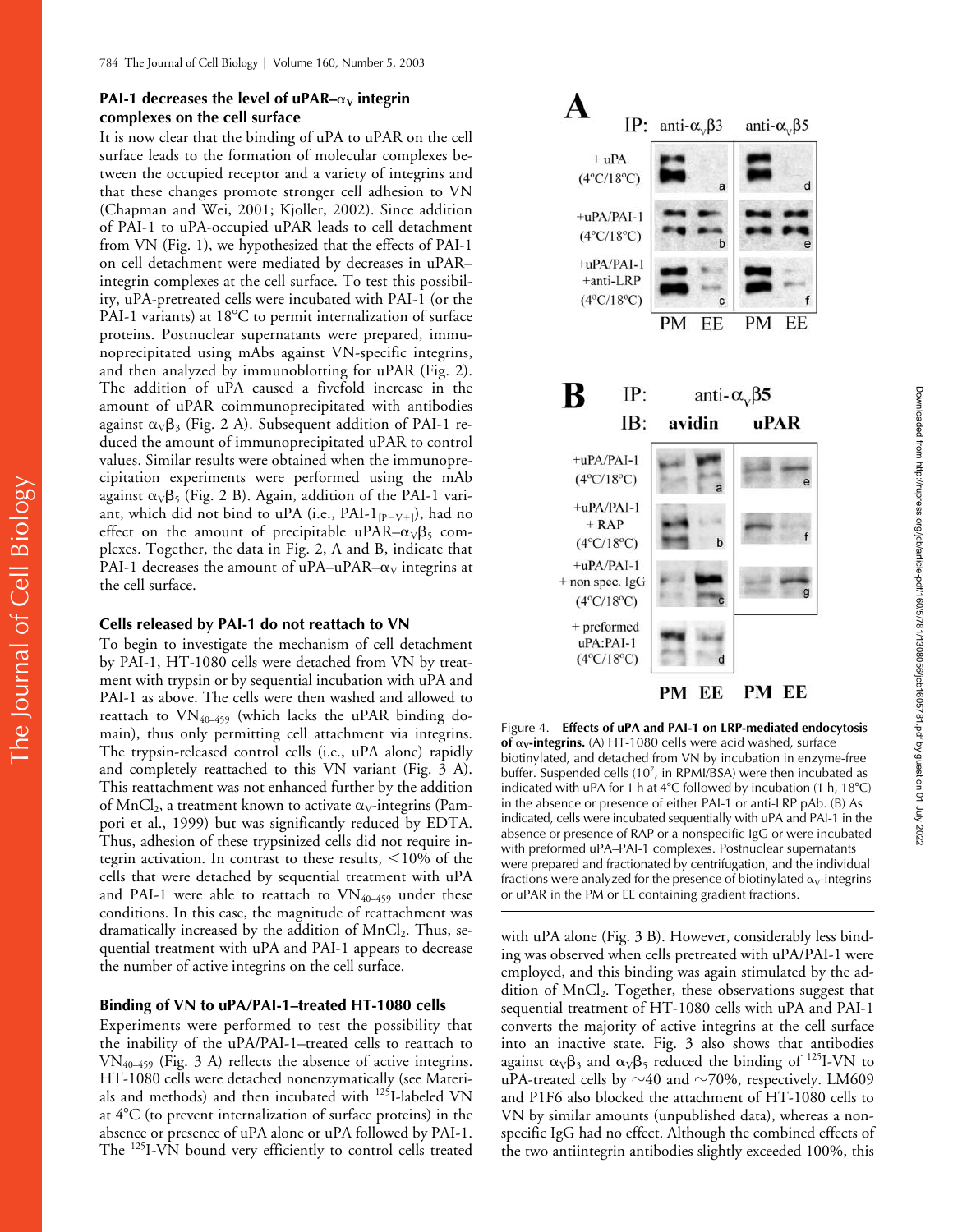## PAI-1 decreases the level of uPAR–$\alpha_V$ integrin complexes on the cell surface

It is now clear that the binding of uPA to uPAR on the cell surface leads to the formation of molecular complexes between the occupied receptor and a variety of integrins and that these changes promote stronger cell adhesion to VN (Chapman and Wei, 2001; Kjoller, 2002). Since addition of PAI-1 to uPA-occupied uPAR leads to cell detachment from VN (Fig. 1), we hypothesized that the effects of PAI-1 on cell detachment were mediated by decreases in uPAR–integrin complexes at the cell surface. To test this possibility, uPA-pretreated cells were incubated with PAI-1 (or the PAI-1 variants) at 18°C to permit internalization of surface proteins. Postnuclear supernatants were prepared, immunoprecipitated using mAbs against VN-specific integrins, and then analyzed by immunoblotting for uPAR (Fig. 2). The addition of uPA caused a fivefold increase in the amount of uPAR coimmunoprecipitated with antibodies against $\alpha_V\beta_3$ (Fig. 2 A). Subsequent addition of PAI-1 reduced the amount of immunoprecipitated uPAR to control values. Similar results were obtained when the immunoprecipitation experiments were performed using the mAb against $\alpha_V\beta_5$ (Fig. 2 B). Again, addition of the PAI-1 variant, which did not bind to uPA (i.e., PAI-$1_{[P-V+]}$), had no effect on the amount of precipitable uPAR–$\alpha_V\beta_5$ complexes. Together, the data in Fig. 2, A and B, indicate that PAI-1 decreases the amount of uPA–uPAR–$\alpha_V$ integrins at the cell surface.

## Cells released by PAI-1 do not reattach to VN

To begin to investigate the mechanism of cell detachment by PAI-1, HT-1080 cells were detached from VN by treatment with trypsin or by sequential incubation with uPA and PAI-1 as above. The cells were then washed and allowed to reattach to $VN_{40-459}$ (which lacks the uPAR binding domain), thus only permitting cell attachment via integrins. The trypsin-released control cells (i.e., uPA alone) rapidly and completely reattached to this VN variant (Fig. 3 A). This reattachment was not enhanced further by the addition of $MnCl_2$, a treatment known to activate $\alpha_V$-integrins (Pampori et al., 1999) but was significantly reduced by EDTA. Thus, adhesion of these trypsinized cells did not require integrin activation. In contrast to these results, <10% of the cells that were detached by sequential treatment with uPA and PAI-1 were able to reattach to $VN_{40-459}$ under these conditions. In this case, the magnitude of reattachment was dramatically increased by the addition of $MnCl_2$. Thus, sequential treatment with uPA and PAI-1 appears to decrease the number of active integrins on the cell surface.

## Binding of VN to uPA/PAI-1–treated HT-1080 cells

Experiments were performed to test the possibility that the inability of the uPA/PAI-1–treated cells to reattach to $VN_{40-459}$ (Fig. 3 A) reflects the absence of active integrins. HT-1080 cells were detached nonenzymatically (see Materials and methods) and then incubated with $^{125}$I-labeled VN at 4°C (to prevent internalization of surface proteins) in the absence or presence of uPA alone or uPA followed by PAI-1. The $^{125}$I-VN bound very efficiently to control cells treated with uPA alone (Fig. 3 B). However, considerably less binding was observed when cells pretreated with uPA/PAI-1 were employed, and this binding was again stimulated by the addition of $MnCl_2$. Together, these observations suggest that sequential treatment of HT-1080 cells with uPA and PAI-1 converts the majority of active integrins at the cell surface into an inactive state. Fig. 3 also shows that antibodies against $\alpha_V\beta_3$ and $\alpha_V\beta_5$ reduced the binding of $^{125}$I-VN to uPA-treated cells by ~40 and ~70%, respectively. LM609 and P1F6 also blocked the attachment of HT-1080 cells to VN by similar amounts (unpublished data), whereas a nonspecific IgG had no effect. Although the combined effects of the two antiintegrin antibodies slightly exceeded 100%, this

**Figure 4. Effects of uPA and PAI-1 on LRP-mediated endocytosis of $\alpha_V$-integrins.** (A) HT-1080 cells were acid washed, surface biotinylated, and detached from VN by incubation in enzyme-free buffer. Suspended cells ($10^7$, in RPMI/BSA) were then incubated as indicated with uPA for 1 h at 4°C followed by incubation (1 h, 18°C) in the absence or presence of either PAI-1 or anti-LRP pAb. (B) As indicated, cells were incubated sequentially with uPA and PAI-1 in the absence or presence of RAP or a nonspecific IgG or were incubated with preformed uPA–PAI-1 complexes. Postnuclear supernatants were prepared and fractionated by centrifugation, and the individual fractions were analyzed for the presence of biotinylated $\alpha_V$-integrins or uPAR in the PM or EE containing gradient fractions.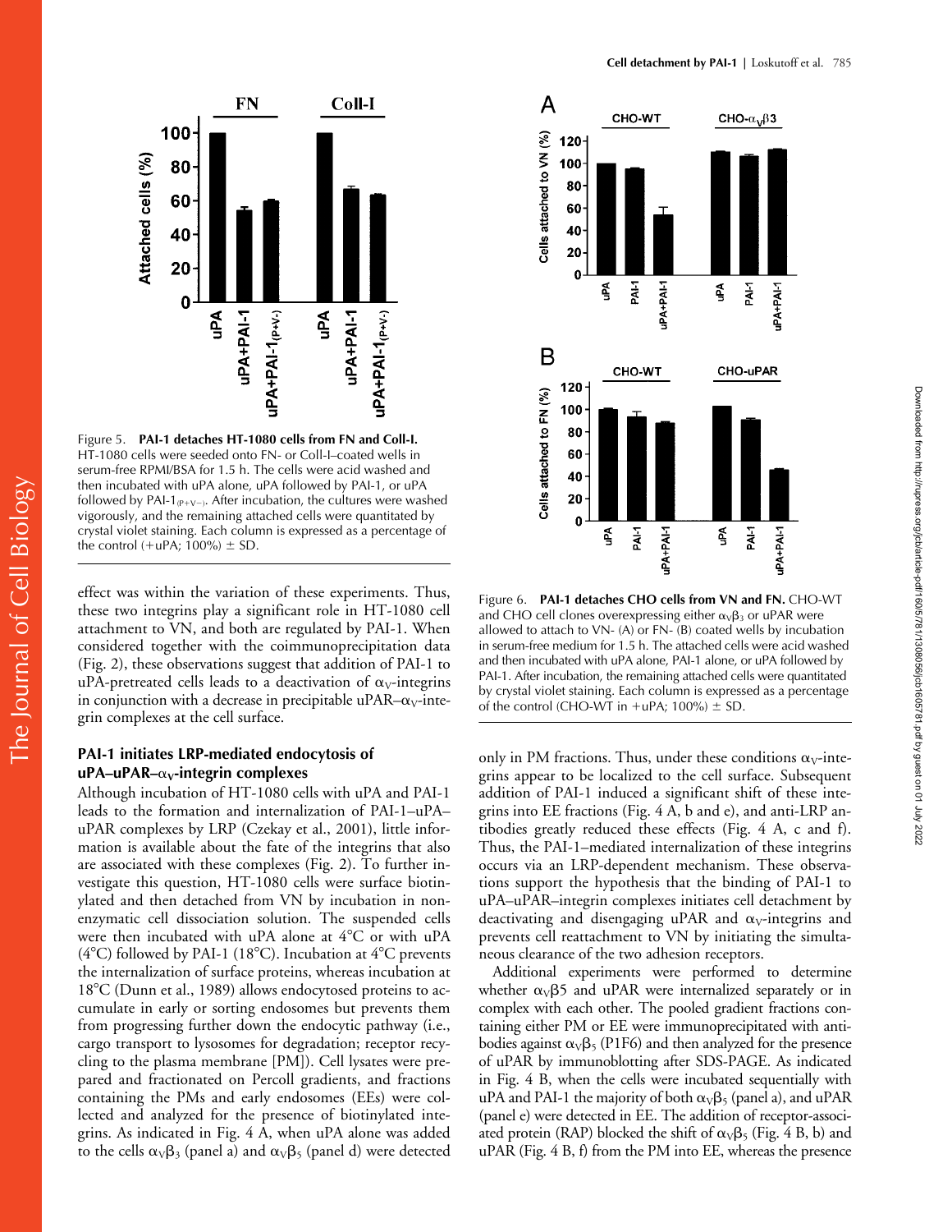Figure 5. **PAI-1 detaches HT-1080 cells from FN and Coll-I.** HT-1080 cells were seeded onto FN- or Coll-I–coated wells in serum-free RPMI/BSA for 1.5 h. The cells were acid washed and then incubated with uPA alone, uPA followed by PAI-1, or uPA followed by PAI-1$_{(P+V-)}$. After incubation, the cultures were washed vigorously, and the remaining attached cells were quantitated by crystal violet staining. Each column is expressed as a percentage of the control (+uPA; 100%) ± SD.

Figure 6. **PAI-1 detaches CHO cells from VN and FN.** CHO-WT and CHO cell clones overexpressing either $\alpha_V\beta_3$ or uPAR were allowed to attach to VN- (A) or FN- (B) coated wells by incubation in serum-free medium for 1.5 h. The attached cells were acid washed and then incubated with uPA alone, PAI-1 alone, or uPA followed by PAI-1. After incubation, the remaining attached cells were quantitated by crystal violet staining. Each column is expressed as a percentage of the control (CHO-WT in +uPA; 100%) ± SD.

effect was within the variation of these experiments. Thus, these two integrins play a significant role in HT-1080 cell attachment to VN, and both are regulated by PAI-1. When considered together with the coimmunoprecipitation data (Fig. 2), these observations suggest that addition of PAI-1 to uPA-pretreated cells leads to a deactivation of $\alpha_V$-integrins in conjunction with a decrease in precipitable uPAR–$\alpha_V$-integrin complexes at the cell surface.

### PAI-1 initiates LRP-mediated endocytosis of uPA–uPAR–$\alpha_V$-integrin complexes

Although incubation of HT-1080 cells with uPA and PAI-1 leads to the formation and internalization of PAI-1–uPA–uPAR complexes by LRP (Czekay et al., 2001), little information is available about the fate of the integrins that also are associated with these complexes (Fig. 2). To further investigate this question, HT-1080 cells were surface biotinylated and then detached from VN by incubation in nonenzymatic cell dissociation solution. The suspended cells were then incubated with uPA alone at 4°C or with uPA (4°C) followed by PAI-1 (18°C). Incubation at 4°C prevents the internalization of surface proteins, whereas incubation at 18°C (Dunn et al., 1989) allows endocytosed proteins to accumulate in early or sorting endosomes but prevents them from progressing further down the endocytic pathway (i.e., cargo transport to lysosomes for degradation; receptor recycling to the plasma membrane [PM]). Cell lysates were prepared and fractionated on Percoll gradients, and fractions containing the PMs and early endosomes (EEs) were collected and analyzed for the presence of biotinylated integrins. As indicated in Fig. 4 A, when uPA alone was added to the cells $\alpha_V\beta_3$ (panel a) and $\alpha_V\beta_5$ (panel d) were detected only in PM fractions. Thus, under these conditions $\alpha_V$-integrins appear to be localized to the cell surface. Subsequent addition of PAI-1 induced a significant shift of these integrins into EE fractions (Fig. 4 A, b and e), and anti-LRP antibodies greatly reduced these effects (Fig. 4 A, c and f). Thus, the PAI-1–mediated internalization of these integrins occurs via an LRP-dependent mechanism. These observations support the hypothesis that the binding of PAI-1 to uPA–uPAR–integrin complexes initiates cell detachment by deactivating and disengaging uPAR and $\alpha_V$-integrins and prevents cell reattachment to VN by initiating the simultaneous clearance of the two adhesion receptors.

Additional experiments were performed to determine whether $\alpha_V\beta5$ and uPAR were internalized separately or in complex with each other. The pooled gradient fractions containing either PM or EE were immunoprecipitated with antibodies against $\alpha_V\beta_5$ (P1F6) and then analyzed for the presence of uPAR by immunoblotting after SDS-PAGE. As indicated in Fig. 4 B, when the cells were incubated sequentially with uPA and PAI-1 the majority of both $\alpha_V\beta_5$ (panel a), and uPAR (panel e) were detected in EE. The addition of receptor-associated protein (RAP) blocked the shift of $\alpha_V\beta_5$ (Fig. 4 B, b) and uPAR (Fig. 4 B, f) from the PM into EE, whereas the presence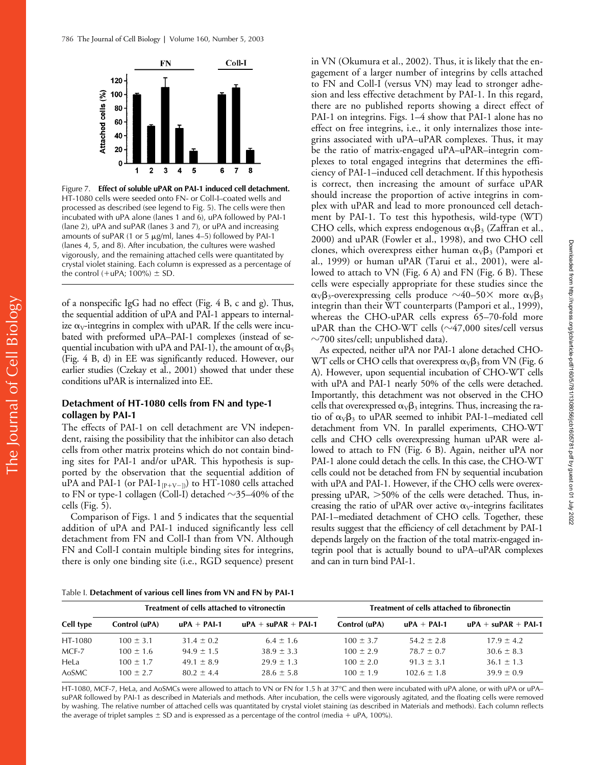Figure 7. **Effect of soluble uPAR on PAI-1 induced cell detachment.** HT-1080 cells were seeded onto FN- or Coll-I–coated wells and processed as described (see legend to Fig. 5). The cells were then incubated with uPA alone (lanes 1 and 6), uPA followed by PAI-1 (lane 2), uPA and suPAR (lanes 3 and 7), or uPA and increasing amounts of suPAR (1 or 5 μg/ml, lanes 4–5) followed by PAI-1 (lanes 4, 5, and 8). After incubation, the cultures were washed vigorously, and the remaining attached cells were quantitated by crystal violet staining. Each column is expressed as a percentage of the control (+uPA; 100%) ± SD.

of a nonspecific IgG had no effect (Fig. 4 B, c and g). Thus, the sequential addition of uPA and PAI-1 appears to internalize $\alpha_V$-integrins in complex with uPAR. If the cells were incubated with preformed uPA–PAI-1 complexes (instead of sequential incubation with uPA and PAI-1), the amount of $\alpha_V\beta_5$ (Fig. 4 B, d) in EE was significantly reduced. However, our earlier studies (Czekay et al., 2001) showed that under these conditions uPAR is internalized into EE.

## Detachment of HT-1080 cells from FN and type-1 collagen by PAI-1

The effects of PAI-1 on cell detachment are VN independent, raising the possibility that the inhibitor can also detach cells from other matrix proteins which do not contain binding sites for PAI-1 and/or uPAR. This hypothesis is supported by the observation that the sequential addition of uPA and PAI-1 (or PAI-$1_{[P+V-]}$) to HT-1080 cells attached to FN or type-1 collagen (Coll-I) detached ~35–40% of the cells (Fig. 5).

Comparison of Figs. 1 and 5 indicates that the sequential addition of uPA and PAI-1 induced significantly less cell detachment from FN and Coll-I than from VN. Although FN and Coll-I contain multiple binding sites for integrins, there is only one binding site (i.e., RGD sequence) present in VN (Okumura et al., 2002). Thus, it is likely that the engagement of a larger number of integrins by cells attached to FN and Coll-I (versus VN) may lead to stronger adhesion and less effective detachment by PAI-1. In this regard, there are no published reports showing a direct effect of PAI-1 on integrins. Figs. 1–4 show that PAI-1 alone has no effect on free integrins, i.e., it only internalizes those integrins associated with uPA–uPAR complexes. Thus, it may be the ratio of matrix-engaged uPA–uPAR–integrin complexes to total engaged integrins that determines the efficiency of PAI-1–induced cell detachment. If this hypothesis is correct, then increasing the amount of surface uPAR should increase the proportion of active integrins in complex with uPAR and lead to more pronounced cell detachment by PAI-1. To test this hypothesis, wild-type (WT) CHO cells, which express endogenous $\alpha_V\beta_3$ (Zaffran et al., 2000) and uPAR (Fowler et al., 1998), and two CHO cell clones, which overexpress either human $\alpha_V\beta_3$ (Pampori et al., 1999) or human uPAR (Tarui et al., 2001), were allowed to attach to VN (Fig. 6 A) and FN (Fig. 6 B). These cells were especially appropriate for these studies since the $\alpha_V\beta_3$-overexpressing cells produce ~40–50× more $\alpha_V\beta_3$ integrin than their WT counterparts (Pampori et al., 1999), whereas the CHO-uPAR cells express 65–70-fold more uPAR than the CHO-WT cells (~47,000 sites/cell versus ~700 sites/cell; unpublished data).

As expected, neither uPA nor PAI-1 alone detached CHO-WT cells or CHO cells that overexpress $\alpha_V\beta_3$ from VN (Fig. 6 A). However, upon sequential incubation of CHO-WT cells with uPA and PAI-1 nearly 50% of the cells were detached. Importantly, this detachment was not observed in the CHO cells that overexpressed $\alpha_V\beta_3$ integrins. Thus, increasing the ratio of $\alpha_V\beta_3$ to uPAR seemed to inhibit PAI-1–mediated cell detachment from VN. In parallel experiments, CHO-WT cells and CHO cells overexpressing human uPAR were allowed to attach to FN (Fig. 6 B). Again, neither uPA nor PAI-1 alone could detach the cells. In this case, the CHO-WT cells could not be detached from FN by sequential incubation with uPA and PAI-1. However, if the CHO cells were overexpressing uPAR, >50% of the cells were detached. Thus, increasing the ratio of uPAR over active $\alpha_V$-integrins facilitates PAI-1–mediated detachment of CHO cells. Together, these results suggest that the efficiency of cell detachment by PAI-1 depends largely on the fraction of the total matrix-engaged integrin pool that is actually bound to uPA–uPAR complexes and can in turn bind PAI-1.

Table I. **Detachment of various cell lines from VN and FN by PAI-1**

| Cell type | Treatment of cells attached to vitronectin | | | Treatment of cells attached to fibronectin | | |
|---|---|---|---|---|---|---|
| | Control (uPA) | uPA + PAI-1 | uPA + suPAR + PAI-1 | Control (uPA) | uPA + PAI-1 | uPA + suPAR + PAI-1 |
| HT-1080 | 100 ± 3.1 | 31.4 ± 0.2 | 6.4 ± 1.6 | 100 ± 3.7 | 54.2 ± 2.8 | 17.9 ± 4.2 |
| MCF-7 | 100 ± 1.6 | 94.9 ± 1.5 | 38.9 ± 3.3 | 100 ± 2.9 | 78.7 ± 0.7 | 30.6 ± 8.3 |
| HeLa | 100 ± 1.7 | 49.1 ± 8.9 | 29.9 ± 1.3 | 100 ± 2.0 | 91.3 ± 3.1 | 36.1 ± 1.3 |
| AoSMC | 100 ± 2.7 | 80.2 ± 4.4 | 28.6 ± 5.8 | 100 ± 1.9 | 102.6 ± 1.8 | 39.9 ± 0.9 |

HT-1080, MCF-7, HeLa, and AoSMCs were allowed to attach to VN or FN for 1.5 h at 37°C and then were incubated with uPA alone, or with uPA or uPA–suPAR followed by PAI-1 as described in Materials and methods. After incubation, the cells were vigorously agitated, and the floating cells were removed by washing. The relative number of attached cells was quantitated by crystal violet staining (as described in Materials and methods). Each column reflects the average of triplet samples ± SD and is expressed as a percentage of the control (media + uPA, 100%).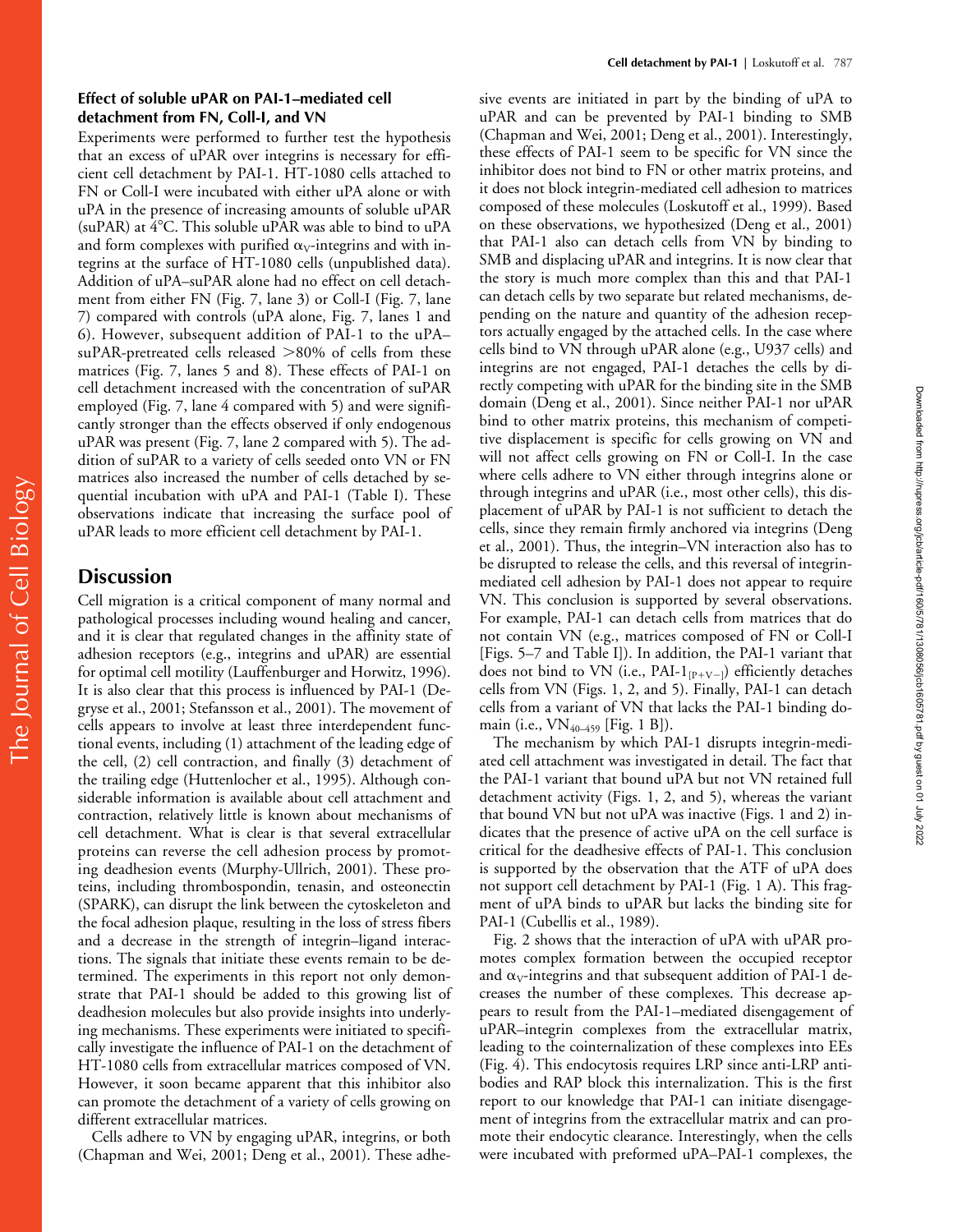### Effect of soluble uPAR on PAI-1–mediated cell detachment from FN, Coll-I, and VN

Experiments were performed to further test the hypothesis that an excess of uPAR over integrins is necessary for efficient cell detachment by PAI-1. HT-1080 cells attached to FN or Coll-I were incubated with either uPA alone or with uPA in the presence of increasing amounts of soluble uPAR (suPAR) at 4°C. This soluble uPAR was able to bind to uPA and form complexes with purified $\alpha_V$-integrins and with integrins at the surface of HT-1080 cells (unpublished data). Addition of uPA–suPAR alone had no effect on cell detachment from either FN (Fig. 7, lane 3) or Coll-I (Fig. 7, lane 7) compared with controls (uPA alone, Fig. 7, lanes 1 and 6). However, subsequent addition of PAI-1 to the uPA–suPAR-pretreated cells released >80% of cells from these matrices (Fig. 7, lanes 5 and 8). These effects of PAI-1 on cell detachment increased with the concentration of suPAR employed (Fig. 7, lane 4 compared with 5) and were significantly stronger than the effects observed if only endogenous uPAR was present (Fig. 7, lane 2 compared with 5). The addition of suPAR to a variety of cells seeded onto VN or FN matrices also increased the number of cells detached by sequential incubation with uPA and PAI-1 (Table I). These observations indicate that increasing the surface pool of uPAR leads to more efficient cell detachment by PAI-1.

## Discussion

Cell migration is a critical component of many normal and pathological processes including wound healing and cancer, and it is clear that regulated changes in the affinity state of adhesion receptors (e.g., integrins and uPAR) are essential for optimal cell motility (Lauffenburger and Horwitz, 1996). It is also clear that this process is influenced by PAI-1 (Degryse et al., 2001; Stefansson et al., 2001). The movement of cells appears to involve at least three interdependent functional events, including (1) attachment of the leading edge of the cell, (2) cell contraction, and finally (3) detachment of the trailing edge (Huttenlocher et al., 1995). Although considerable information is available about cell attachment and contraction, relatively little is known about mechanisms of cell detachment. What is clear is that several extracellular proteins can reverse the cell adhesion process by promoting deadhesion events (Murphy-Ullrich, 2001). These proteins, including thrombospondin, tenasin, and osteonectin (SPARK), can disrupt the link between the cytoskeleton and the focal adhesion plaque, resulting in the loss of stress fibers and a decrease in the strength of integrin–ligand interactions. The signals that initiate these events remain to be determined. The experiments in this report not only demonstrate that PAI-1 should be added to this growing list of deadhesion molecules but also provide insights into underlying mechanisms. These experiments were initiated to specifically investigate the influence of PAI-1 on the detachment of HT-1080 cells from extracellular matrices composed of VN. However, it soon became apparent that this inhibitor also can promote the detachment of a variety of cells growing on different extracellular matrices.

Cells adhere to VN by engaging uPAR, integrins, or both (Chapman and Wei, 2001; Deng et al., 2001). These adhesive events are initiated in part by the binding of uPA to uPAR and can be prevented by PAI-1 binding to SMB (Chapman and Wei, 2001; Deng et al., 2001). Interestingly, these effects of PAI-1 seem to be specific for VN since the inhibitor does not bind to FN or other matrix proteins, and it does not block integrin-mediated cell adhesion to matrices composed of these molecules (Loskutoff et al., 1999). Based on these observations, we hypothesized (Deng et al., 2001) that PAI-1 also can detach cells from VN by binding to SMB and displacing uPAR and integrins. It is now clear that the story is much more complex than this and that PAI-1 can detach cells by two separate but related mechanisms, depending on the nature and quantity of the adhesion receptors actually engaged by the attached cells. In the case where cells bind to VN through uPAR alone (e.g., U937 cells) and integrins are not engaged, PAI-1 detaches the cells by directly competing with uPAR for the binding site in the SMB domain (Deng et al., 2001). Since neither PAI-1 nor uPAR bind to other matrix proteins, this mechanism of competitive displacement is specific for cells growing on VN and will not affect cells growing on FN or Coll-I. In the case where cells adhere to VN either through integrins alone or through integrins and uPAR (i.e., most other cells), this displacement of uPAR by PAI-1 is not sufficient to detach the cells, since they remain firmly anchored via integrins (Deng et al., 2001). Thus, the integrin–VN interaction also has to be disrupted to release the cells, and this reversal of integrin-mediated cell adhesion by PAI-1 does not appear to require VN. This conclusion is supported by several observations. For example, PAI-1 can detach cells from matrices that do not contain VN (e.g., matrices composed of FN or Coll-I [Figs. 5–7 and Table I]). In addition, the PAI-1 variant that does not bind to VN (i.e., PAI-$1_{[P+V-]}$) efficiently detaches cells from VN (Figs. 1, 2, and 5). Finally, PAI-1 can detach cells from a variant of VN that lacks the PAI-1 binding domain (i.e., $VN_{40-459}$ [Fig. 1 B]).

The mechanism by which PAI-1 disrupts integrin-mediated cell attachment was investigated in detail. The fact that the PAI-1 variant that bound uPA but not VN retained full detachment activity (Figs. 1, 2, and 5), whereas the variant that bound VN but not uPA was inactive (Figs. 1 and 2) indicates that the presence of active uPA on the cell surface is critical for the deadhesive effects of PAI-1. This conclusion is supported by the observation that the ATF of uPA does not support cell detachment by PAI-1 (Fig. 1 A). This fragment of uPA binds to uPAR but lacks the binding site for PAI-1 (Cubellis et al., 1989).

Fig. 2 shows that the interaction of uPA with uPAR promotes complex formation between the occupied receptor and $\alpha_V$-integrins and that subsequent addition of PAI-1 decreases the number of these complexes. This decrease appears to result from the PAI-1–mediated disengagement of uPAR–integrin complexes from the extracellular matrix, leading to the cointernalization of these complexes into EEs (Fig. 4). This endocytosis requires LRP since anti-LRP antibodies and RAP block this internalization. This is the first report to our knowledge that PAI-1 can initiate disengagement of integrins from the extracellular matrix and can promote their endocytic clearance. Interestingly, when the cells were incubated with preformed uPA–PAI-1 complexes, the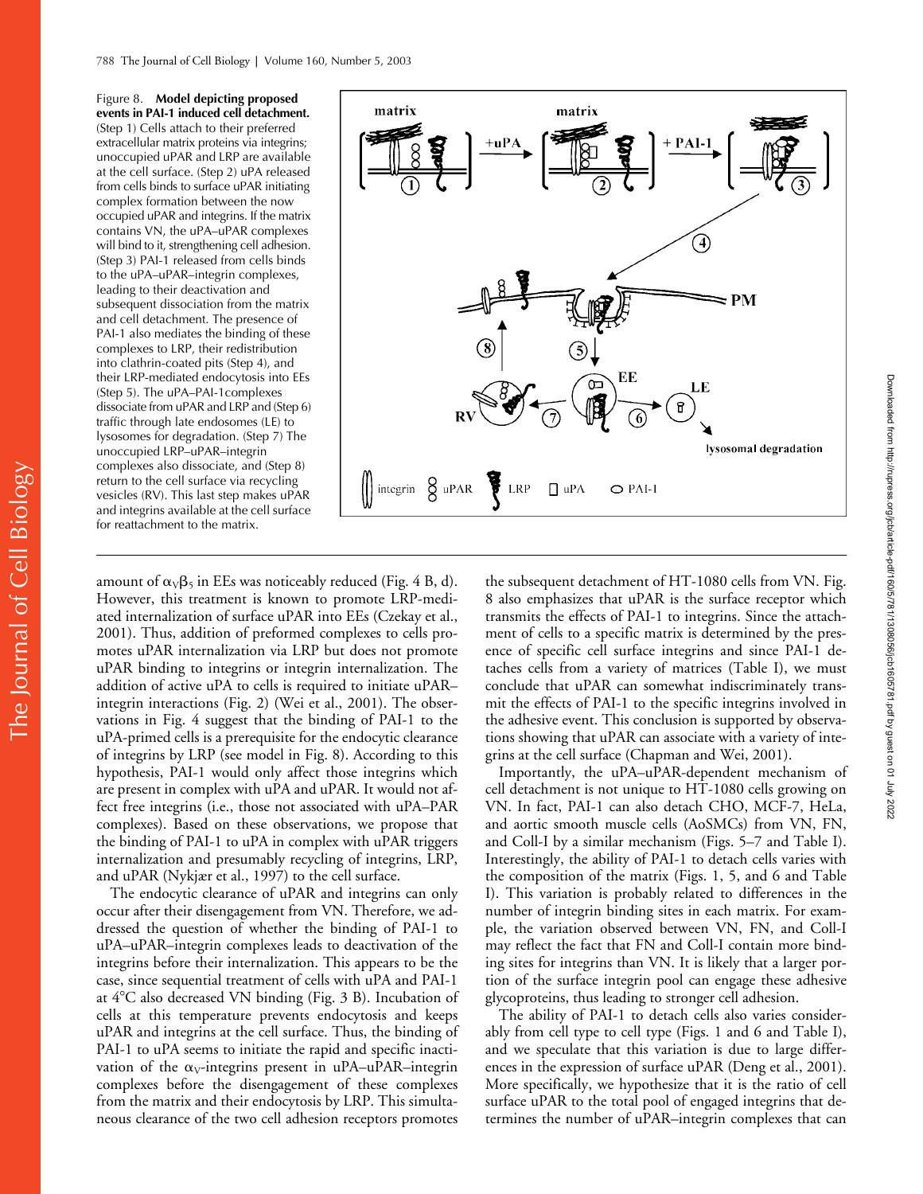Figure 8. **Model depicting proposed events in PAI-1 induced cell detachment.** (Step 1) Cells attach to their preferred extracellular matrix proteins via integrins; unoccupied uPAR and LRP are available at the cell surface. (Step 2) uPA released from cells binds to surface uPAR initiating complex formation between the now occupied uPAR and integrins. If the matrix contains VN, the uPA–uPAR complexes will bind to it, strengthening cell adhesion. (Step 3) PAI-1 released from cells binds to the uPA–uPAR–integrin complexes, leading to their deactivation and subsequent dissociation from the matrix and cell detachment. The presence of PAI-1 also mediates the binding of these complexes to LRP, their redistribution into clathrin-coated pits (Step 4), and their LRP-mediated endocytosis into EEs (Step 5). The uPA–PAI-1complexes dissociate from uPAR and LRP and (Step 6) traffic through late endosomes (LE) to lysosomes for degradation. (Step 7) The unoccupied LRP–uPAR–integrin complexes also dissociate, and (Step 8) return to the cell surface via recycling vesicles (RV). This last step makes uPAR and integrins available at the cell surface for reattachment to the matrix.

amount of $\alpha_V\beta_5$ in EEs was noticeably reduced (Fig. 4 B, d). However, this treatment is known to promote LRP-mediated internalization of surface uPAR into EEs (Czekay et al., 2001). Thus, addition of preformed complexes to cells promotes uPAR internalization via LRP but does not promote uPAR binding to integrins or integrin internalization. The addition of active uPA to cells is required to initiate uPAR–integrin interactions (Fig. 2) (Wei et al., 2001). The observations in Fig. 4 suggest that the binding of PAI-1 to the uPA-primed cells is a prerequisite for the endocytic clearance of integrins by LRP (see model in Fig. 8). According to this hypothesis, PAI-1 would only affect those integrins which are present in complex with uPA and uPAR. It would not affect free integrins (i.e., those not associated with uPA–PAR complexes). Based on these observations, we propose that the binding of PAI-1 to uPA in complex with uPAR triggers internalization and presumably recycling of integrins, LRP, and uPAR (Nykjær et al., 1997) to the cell surface.

The endocytic clearance of uPAR and integrins can only occur after their disengagement from VN. Therefore, we addressed the question of whether the binding of PAI-1 to uPA–uPAR–integrin complexes leads to deactivation of the integrins before their internalization. This appears to be the case, since sequential treatment of cells with uPA and PAI-1 at 4°C also decreased VN binding (Fig. 3 B). Incubation of cells at this temperature prevents endocytosis and keeps uPAR and integrins at the cell surface. Thus, the binding of PAI-1 to uPA seems to initiate the rapid and specific inactivation of the $\alpha_V$-integrins present in uPA–uPAR–integrin complexes before the disengagement of these complexes from the matrix and their endocytosis by LRP. This simultaneous clearance of the two cell adhesion receptors promotes the subsequent detachment of HT-1080 cells from VN. Fig. 8 also emphasizes that uPAR is the surface receptor which transmits the effects of PAI-1 to integrins. Since the attachment of cells to a specific matrix is determined by the presence of specific cell surface integrins and since PAI-1 detaches cells from a variety of matrices (Table I), we must conclude that uPAR can somewhat indiscriminately transmit the effects of PAI-1 to the specific integrins involved in the adhesive event. This conclusion is supported by observations showing that uPAR can associate with a variety of integrins at the cell surface (Chapman and Wei, 2001).

Importantly, the uPA–uPAR-dependent mechanism of cell detachment is not unique to HT-1080 cells growing on VN. In fact, PAI-1 can also detach CHO, MCF-7, HeLa, and aortic smooth muscle cells (AoSMCs) from VN, FN, and Coll-I by a similar mechanism (Figs. 5–7 and Table I). Interestingly, the ability of PAI-1 to detach cells varies with the composition of the matrix (Figs. 1, 5, and 6 and Table I). This variation is probably related to differences in the number of integrin binding sites in each matrix. For example, the variation observed between VN, FN, and Coll-I may reflect the fact that FN and Coll-I contain more binding sites for integrins than VN. It is likely that a larger portion of the surface integrin pool can engage these adhesive glycoproteins, thus leading to stronger cell adhesion.

The ability of PAI-1 to detach cells also varies considerably from cell type to cell type (Figs. 1 and 6 and Table I), and we speculate that this variation is due to large differences in the expression of surface uPAR (Deng et al., 2001). More specifically, we hypothesize that it is the ratio of cell surface uPAR to the total pool of engaged integrins that determines the number of uPAR–integrin complexes that can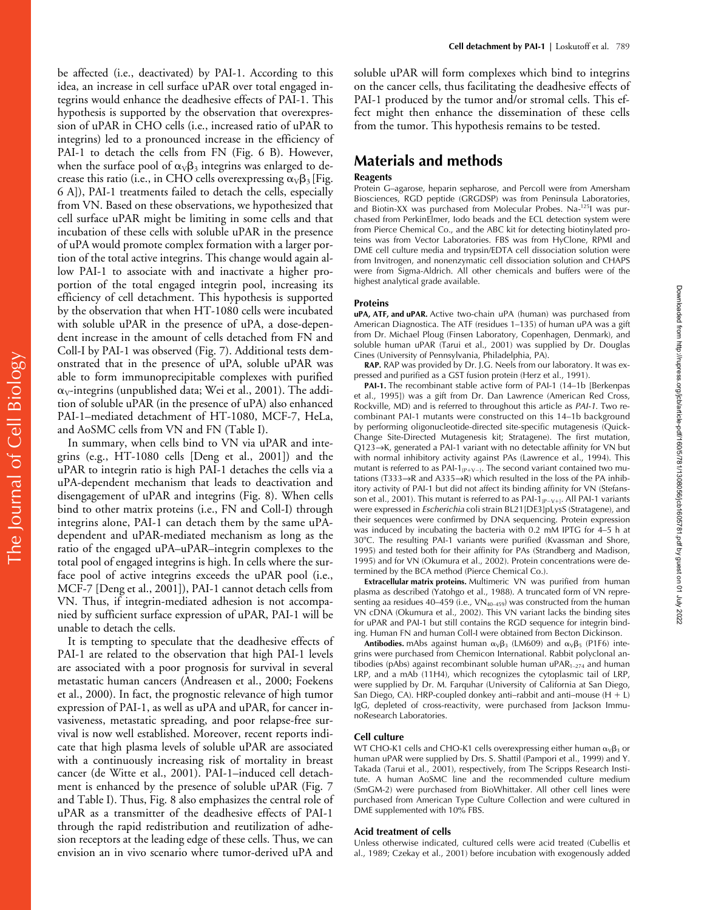be affected (i.e., deactivated) by PAI-1. According to this idea, an increase in cell surface uPAR over total engaged integrins would enhance the deadhesive effects of PAI-1. This hypothesis is supported by the observation that overexpression of uPAR in CHO cells (i.e., increased ratio of uPAR to integrins) led to a pronounced increase in the efficiency of PAI-1 to detach the cells from FN (Fig. 6 B). However, when the surface pool of $\alpha_V\beta_3$ integrins was enlarged to decrease this ratio (i.e., in CHO cells overexpressing $\alpha_V\beta_3$ [Fig. 6 A]), PAI-1 treatments failed to detach the cells, especially from VN. Based on these observations, we hypothesized that cell surface uPAR might be limiting in some cells and that incubation of these cells with soluble uPAR in the presence of uPA would promote complex formation with a larger portion of the total active integrins. This change would again allow PAI-1 to associate with and inactivate a higher proportion of the total engaged integrin pool, increasing its efficiency of cell detachment. This hypothesis is supported by the observation that when HT-1080 cells were incubated with soluble uPAR in the presence of uPA, a dose-dependent increase in the amount of cells detached from FN and Coll-I by PAI-1 was observed (Fig. 7). Additional tests demonstrated that in the presence of uPA, soluble uPAR was able to form immunoprecipitable complexes with purified $\alpha_V$-integrins (unpublished data; Wei et al., 2001). The addition of soluble uPAR (in the presence of uPA) also enhanced PAI-1–mediated detachment of HT-1080, MCF-7, HeLa, and AoSMC cells from VN and FN (Table I).

In summary, when cells bind to VN via uPAR and integrins (e.g., HT-1080 cells [Deng et al., 2001]) and the uPAR to integrin ratio is high PAI-1 detaches the cells via a uPA-dependent mechanism that leads to deactivation and disengagement of uPAR and integrins (Fig. 8). When cells bind to other matrix proteins (i.e., FN and Coll-I) through integrins alone, PAI-1 can detach them by the same uPA-dependent and uPAR-mediated mechanism as long as the ratio of the engaged uPA–uPAR–integrin complexes to the total pool of engaged integrins is high. In cells where the surface pool of active integrins exceeds the uPAR pool (i.e., MCF-7 [Deng et al., 2001]), PAI-1 cannot detach cells from VN. Thus, if integrin-mediated adhesion is not accompanied by sufficient surface expression of uPAR, PAI-1 will be unable to detach the cells.

It is tempting to speculate that the deadhesive effects of PAI-1 are related to the observation that high PAI-1 levels are associated with a poor prognosis for survival in several metastatic human cancers (Andreasen et al., 2000; Foekens et al., 2000). In fact, the prognostic relevance of high tumor expression of PAI-1, as well as uPA and uPAR, for cancer invasiveness, metastatic spreading, and poor relapse-free survival is now well established. Moreover, recent reports indicate that high plasma levels of soluble uPAR are associated with a continuously increasing risk of mortality in breast cancer (de Witte et al., 2001). PAI-1–induced cell detachment is enhanced by the presence of soluble uPAR (Fig. 7 and Table I). Thus, Fig. 8 also emphasizes the central role of uPAR as a transmitter of the deadhesive effects of PAI-1 through the rapid redistribution and reutilization of adhesion receptors at the leading edge of these cells. Thus, we can envision an in vivo scenario where tumor-derived uPA and soluble uPAR will form complexes which bind to integrins on the cancer cells, thus facilitating the deadhesive effects of PAI-1 produced by the tumor and/or stromal cells. This effect might then enhance the dissemination of these cells from the tumor. This hypothesis remains to be tested.

## Materials and methods

### Reagents

Protein G–agarose, heparin sepharose, and Percoll were from Amersham Biosciences, RGD peptide (GRGDSP) was from Peninsula Laboratories, and Biotin-XX was purchased from Molecular Probes. Na-$^{125}$I was purchased from PerkinElmer, Iodo beads and the ECL detection system were from Pierce Chemical Co., and the ABC kit for detecting biotinylated proteins was from Vector Laboratories. FBS was from HyClone, RPMI and DME cell culture media and trypsin/EDTA cell dissociation solution were from Invitrogen, and nonenzymatic cell dissociation solution and CHAPS were from Sigma-Aldrich. All other chemicals and buffers were of the highest analytical grade available.

### Proteins

**uPA, ATF, and uPAR.** Active two-chain uPA (human) was purchased from American Diagnostica. The ATF (residues 1–135) of human uPA was a gift from Dr. Michael Ploug (Finsen Laboratory, Copenhagen, Denmark), and soluble human uPAR (Tarui et al., 2001) was supplied by Dr. Douglas Cines (University of Pennsylvania, Philadelphia, PA).

**RAP.** RAP was provided by Dr. J.G. Neels from our laboratory. It was expressed and purified as a GST fusion protein (Herz et al., 1991).

**PAI-1.** The recombinant stable active form of PAI-1 (14–1b [Berkenpas et al., 1995]) was a gift from Dr. Dan Lawrence (American Red Cross, Rockville, MD) and is referred to throughout this article as *PAI-1*. Two recombinant PAI-1 mutants were constructed on this 14–1b background by performing oligonucleotide-directed site-specific mutagenesis (Quick-Change Site-Directed Mutagenesis kit; Stratagene). The first mutation, Q123→K, generated a PAI-1 variant with no detectable affinity for VN but with normal inhibitory activity against PAs (Lawrence et al., 1994). This mutant is referred to as PAI-$1_{[P+V-]}$. The second variant contained two mutations (T333→R and A335→R) which resulted in the loss of the PA inhibitory activity of PAI-1 but did not affect its binding affinity for VN (Stefansson et al., 2001). This mutant is referred to as PAI-$1_{[P-V+]}$. All PAI-1 variants were expressed in *Escherichia* coli strain BL21[DE3]pLysS (Stratagene), and their sequences were confirmed by DNA sequencing. Protein expression was induced by incubating the bacteria with 0.2 mM IPTG for 4–5 h at 30°C. The resulting PAI-1 variants were purified (Kvassman and Shore, 1995) and tested both for their affinity for PAs (Strandberg and Madison, 1995) and for VN (Okumura et al., 2002). Protein concentrations were determined by the BCA method (Pierce Chemical Co.).

**Extracellular matrix proteins.** Multimeric VN was purified from human plasma as described (Yatohgo et al., 1988). A truncated form of VN representing aa residues 40–459 (i.e., $VN_{40-459}$) was constructed from the human VN cDNA (Okumura et al., 2002). This VN variant lacks the binding sites for uPAR and PAI-1 but still contains the RGD sequence for integrin binding. Human FN and human Coll-I were obtained from Becton Dickinson.

**Antibodies.** mAbs against human $\alpha_V\beta_3$ (LM609) and $\alpha_V\beta_5$ (P1F6) integrins were purchased from Chemicon International. Rabbit polyclonal antibodies (pAbs) against recombinant soluble human $uPAR_{1-274}$ and human LRP, and a mAb (11H4), which recognizes the cytoplasmic tail of LRP, were supplied by Dr. M. Farquhar (University of California at San Diego, San Diego, CA). HRP-coupled donkey anti–rabbit and anti–mouse (H + L) IgG, depleted of cross-reactivity, were purchased from Jackson ImmunoResearch Laboratories.

### Cell culture

WT CHO-K1 cells and CHO-K1 cells overexpressing either human $\alpha_V\beta_3$ or human uPAR were supplied by Drs. S. Shattil (Pampori et al., 1999) and Y. Takada (Tarui et al., 2001), respectively, from The Scripps Research Institute. A human AoSMC line and the recommended culture medium (SmGM-2) were purchased from BioWhittaker. All other cell lines were purchased from American Type Culture Collection and were cultured in DME supplemented with 10% FBS.

### Acid treatment of cells

Unless otherwise indicated, cultured cells were acid treated (Cubellis et al., 1989; Czekay et al., 2001) before incubation with exogenously added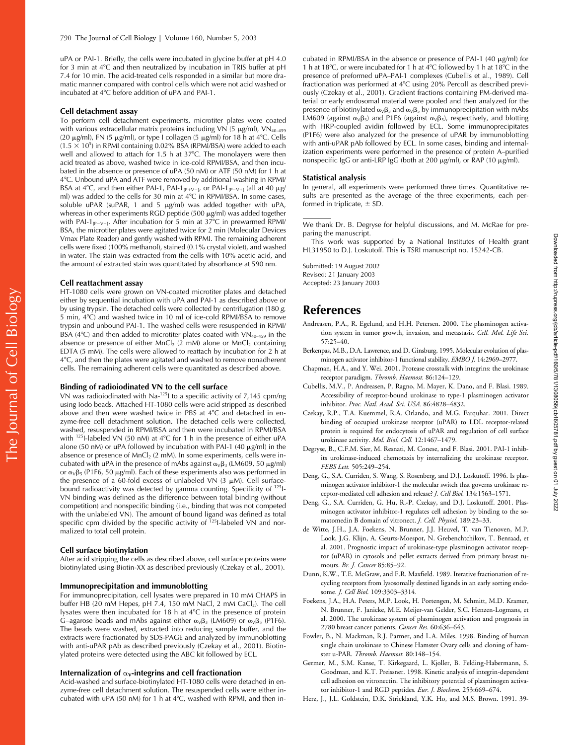uPA or PAI-1. Briefly, the cells were incubated in glycine buffer at pH 4.0 for 3 min at 4°C and then neutralized by incubation in TRIS buffer at pH 7.4 for 10 min. The acid-treated cells responded in a similar but more dramatic manner compared with control cells which were not acid washed or incubated at 4°C before addition of uPA and PAI-1.

### Cell detachment assay

To perform cell detachment experiments, microtiter plates were coated with various extracellular matrix proteins including VN (5 μg/ml), $VN_{40-459}$ (20 μg/ml), FN (5 μg/ml), or type I collagen (5 μg/ml) for 18 h at 4°C. Cells ($1.5 \times 10^5$) in RPMI containing 0.02% BSA (RPMI/BSA) were added to each well and allowed to attach for 1.5 h at 37°C. The monolayers were then acid treated as above, washed twice in ice-cold RPMI/BSA, and then incubated in the absence or presence of uPA (50 nM) or ATF (50 nM) for 1 h at 4°C. Unbound uPA and ATF were removed by additional washing in RPMI/BSA at 4°C, and then either PAI-1, $PAI\text{-}1_{[P+V-]}$, or $PAI\text{-}1_{[P-V+]}$ (all at 40 μg/ml) was added to the cells for 30 min at 4°C in RPMI/BSA. In some cases, soluble uPAR (suPAR, 1 and 5 μg/ml) was added together with uPA, whereas in other experiments RGD peptide (500 μg/ml) was added together with $PAI\text{-}1_{[P-V+]}$. After incubation for 5 min at 37°C in prewarmed RPMI/BSA, the microtiter plates were agitated twice for 2 min (Molecular Devices Vmax Plate Reader) and gently washed with RPMI. The remaining adherent cells were fixed (100% methanol), stained (0.1% crystal violet), and washed in water. The stain was extracted from the cells with 10% acetic acid, and the amount of extracted stain was quantitated by absorbance at 590 nm.

### Cell reattachment assay

HT-1080 cells were grown on VN-coated microtiter plates and detached either by sequential incubation with uPA and PAI-1 as described above or by using trypsin. The detached cells were collected by centrifugation (180 *g*, 5 min, 4°C) and washed twice in 10 ml of ice-cold RPMI/BSA to remove trypsin and unbound PAI-1. The washed cells were resuspended in RPMI/BSA (4°C) and then added to microtiter plates coated with $VN_{40-459}$ in the absence or presence of either $MnCl_2$ (2 mM) alone or $MnCl_2$ containing EDTA (5 mM). The cells were allowed to reattach by incubation for 2 h at 4°C, and then the plates were agitated and washed to remove nonadherent cells. The remaining adherent cells were quantitated as described above.

### Binding of radioiodinated VN to the cell surface

VN was radioiodinated with Na-$^{125}$I to a specific activity of 7,145 cpm/ng using Iodo beads. Attached HT-1080 cells were acid stripped as described above and then were washed twice in PBS at 4°C and detached in enzyme-free cell detachment solution. The detached cells were collected, washed, resuspended in RPMI/BSA and then were incubated in RPMI/BSA with $^{125}$I-labeled VN (50 nM) at 4°C for 1 h in the presence of either uPA alone (50 nM) or uPA followed by incubation with PAI-1 (40 μg/ml) in the absence or presence of $MnCl_2$ (2 mM). In some experiments, cells were incubated with uPA in the presence of mAbs against $\alpha_V\beta_3$ (LM609, 50 μg/ml) or $\alpha_V\beta_5$ (P1F6, 50 μg/ml). Each of these experiments also was performed in the presence of a 60-fold excess of unlabeled VN (3 μM). Cell surface-bound radioactivity was detected by gamma counting. Specificity of $^{125}$I-VN binding was defined as the difference between total binding (without competition) and nonspecific binding (i.e., binding that was not competed with the unlabeled VN). The amount of bound ligand was defined as total specific cpm divided by the specific activity of $^{125}$I-labeled VN and normalized to total cell protein.

### Cell surface biotinylation

After acid stripping the cells as described above, cell surface proteins were biotinylated using Biotin-XX as described previously (Czekay et al., 2001).

### Immunoprecipitation and immunoblotting

For immunoprecipitation, cell lysates were prepared in 10 mM CHAPS in buffer HB (20 mM Hepes, pH 7.4, 150 mM NaCl, 2 mM $CaCl_2$). The cell lysates were then incubated for 18 h at 4°C in the presence of protein G–agarose beads and mAbs against either $\alpha_V\beta_3$ (LM609) or $\alpha_V\beta_5$ (P1F6). The beads were washed, extracted into reducing sample buffer, and the extracts were fractionated by SDS-PAGE and analyzed by immunoblotting with anti-uPAR pAb as described previously (Czekay et al., 2001). Biotinylated proteins were detected using the ABC kit followed by ECL.

### Internalization of $\alpha_V$-integrins and cell fractionation

Acid-washed and surface-biotinylated HT-1080 cells were detached in enzyme-free cell detachment solution. The resuspended cells were either incubated with uPA (50 nM) for 1 h at 4°C, washed with RPMI, and then incubated in RPMI/BSA in the absence or presence of PAI-1 (40 μg/ml) for 1 h at 18°C, or were incubated for 1 h at 4°C followed by 1 h at 18°C in the presence of preformed uPA–PAI-1 complexes (Cubellis et al., 1989). Cell fractionation was performed at 4°C using 20% Percoll as described previously (Czekay et al., 2001). Gradient fractions containing PM-derived material or early endosomal material were pooled and then analyzed for the presence of biotinylated $\alpha_V\beta_3$ and $\alpha_V\beta_5$ by immunoprecipitation with mAbs LM609 (against $\alpha_V\beta_3$) and P1F6 (against $\alpha_V\beta_5$), respectively, and blotting with HRP-coupled avidin followed by ECL. Some immunoprecipitates (P1F6) were also analyzed for the presence of uPAR by immunoblotting with anti-uPAR pAb followed by ECL. In some cases, binding and internalization experiments were performed in the presence of protein A–purified nonspecific IgG or anti-LRP IgG (both at 200 μg/ml), or RAP (10 μg/ml).

### Statistical analysis

In general, all experiments were performed three times. Quantitative results are presented as the average of the three experiments, each performed in triplicate, ± SD.

---

We thank Dr. B. Degryse for helpful discussions, and M. McRae for preparing the manuscript.

This work was supported by a National Institutes of Health grant HL31950 to D.J. Loskutoff. This is TSRI manuscript no. 15242-CB.

Submitted: 19 August 2002
Revised: 21 January 2003
Accepted: 23 January 2003

## References

Andreasen, P.A., R. Egelund, and H.H. Petersen. 2000. The plasminogen activation system in tumor growth, invasion, and metastasis. *Cell. Mol. Life Sci.* 57:25–40.

Berkenpas, M.B., D.A. Lawrence, and D. Ginsburg. 1995. Molecular evolution of plasminogen activator inhibitor-1 functional stability. *EMBO J.* 14:2969–2977.

Chapman, H.A., and Y. Wei. 2001. Protease crosstalk with integrins: the urokinase receptor paradigm. *Thromb. Haemost.* 86:124–129.

Cubellis, M.V., P. Andreasen, P. Ragno, M. Mayer, K. Dano, and F. Blasi. 1989. Accessibility of receptor-bound urokinase to type-1 plasminogen activator inhibitor. *Proc. Natl. Acad. Sci. USA.* 86:4828–4832.

Czekay, R.P., T.A. Kuemmel, R.A. Orlando, and M.G. Farquhar. 2001. Direct binding of occupied urokinase receptor (uPAR) to LDL receptor-related protein is required for endocytosis of uPAR and regulation of cell surface urokinase activity. *Mol. Biol. Cell.* 12:1467–1479.

Degryse, B., C.F.M. Sier, M. Resnati, M. Conese, and F. Blasi. 2001. PAI-1 inhibits urokinase-induced chemotaxis by internalizing the urokinase receptor. *FEBS Lett.* 505:249–254.

Deng, G., S.A. Curriden, S. Wang, S. Rosenberg, and D.J. Loskutoff. 1996. Is plasminogen activator inhibitor-1 the molecular switch that governs urokinase receptor-mediated cell adhesion and release? *J. Cell Biol.* 134:1563–1571.

Deng, G., S.A. Curriden, G. Hu, R.-P. Czekay, and D.J. Loskutoff. 2001. Plasminogen activator inhibitor-1 regulates cell adhesion by binding to the somatomedin B domain of vitronect. *J. Cell. Physiol.* 189:23–33.

de Witte, J.H., J.A. Foekens, N. Brunner, J.J. Heuvel, T. van Tienoven, M.P. Look, J.G. Klijn, A. Geurts-Moespot, N. Grebenchtchikov, T. Benraad, et al. 2001. Prognostic impact of urokinase-type plasminogen activator receptor (uPAR) in cytosols and pellet extracts derived from primary breast tumours. *Br. J. Cancer* 85:85–92.

Dunn, K.W., T.E. McGraw, and F.R. Maxfield. 1989. Iterative fractionation of recycling receptors from lysosomally destined ligands in an early sorting endosome. *J. Cell Biol.* 109:3303–3314.

Foekens, J.A., H.A. Peters, M.P. Look, H. Portengen, M. Schmitt, M.D. Kramer, N. Brunner, F. Janicke, M.E. Meijer-van Gelder, S.C. Henzen-Logmans, et al. 2000. The urokinase system of plasminogen activation and prognosis in 2780 breast cancer patients. *Cancer Res.* 60:636–643.

Fowler, B., N. Mackman, R.J. Parmer, and L.A. Miles. 1998. Binding of human single chain urokinase to Chinese Hamster Ovary cells and cloning of hamster u-PAR. *Thromb. Haemost.* 80:148–154.

Germer, M., S.M. Kanse, T. Kirkegaard, L. Kjoller, B. Felding-Habermann, S. Goodman, and K.T. Preissner. 1998. Kinetic analysis of integrin-dependent cell adhesion on vitronectin. The inhibitory potential of plasminogen activator inhibitor-1 and RGD peptides. *Eur. J. Biochem.* 253:669–674.

Herz, J., J.L. Goldstein, D.K. Strickland, Y.K. Ho, and M.S. Brown. 1991. 39-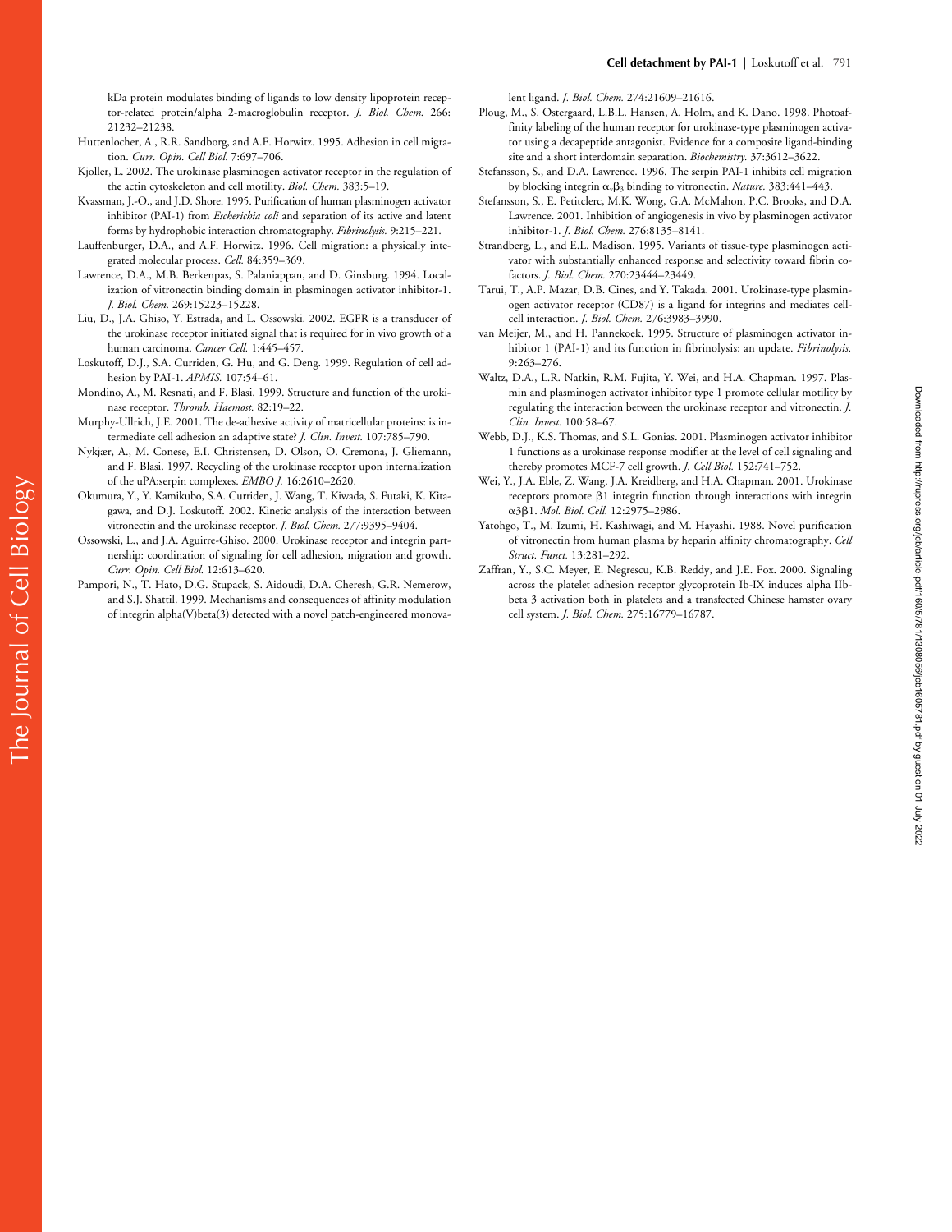kDa protein modulates binding of ligands to low density lipoprotein receptor-related protein/alpha 2-macroglobulin receptor. *J. Biol. Chem.* 266: 21232–21238.

Huttenlocher, A., R.R. Sandborg, and A.F. Horwitz. 1995. Adhesion in cell migration. *Curr. Opin. Cell Biol.* 7:697–706.

Kjoller, L. 2002. The urokinase plasminogen activator receptor in the regulation of the actin cytoskeleton and cell motility. *Biol. Chem.* 383:5–19.

Kvassman, J.-O., and J.D. Shore. 1995. Purification of human plasminogen activator inhibitor (PAI-1) from *Escherichia coli* and separation of its active and latent forms by hydrophobic interaction chromatography. *Fibrinolysis.* 9:215–221.

Lauffenburger, D.A., and A.F. Horwitz. 1996. Cell migration: a physically integrated molecular process. *Cell.* 84:359–369.

Lawrence, D.A., M.B. Berkenpas, S. Palaniappan, and D. Ginsburg. 1994. Localization of vitronectin binding domain in plasminogen activator inhibitor-1. *J. Biol. Chem.* 269:15223–15228.

Liu, D., J.A. Ghiso, Y. Estrada, and L. Ossowski. 2002. EGFR is a transducer of the urokinase receptor initiated signal that is required for in vivo growth of a human carcinoma. *Cancer Cell.* 1:445–457.

Loskutoff, D.J., S.A. Curriden, G. Hu, and G. Deng. 1999. Regulation of cell adhesion by PAI-1. *APMIS.* 107:54–61.

Mondino, A., M. Resnati, and F. Blasi. 1999. Structure and function of the urokinase receptor. *Thromb. Haemost.* 82:19–22.

Murphy-Ullrich, J.E. 2001. The de-adhesive activity of matricellular proteins: is intermediate cell adhesion an adaptive state? *J. Clin. Invest.* 107:785–790.

Nykjær, A., M. Conese, E.I. Christensen, D. Olson, O. Cremona, J. Gliemann, and F. Blasi. 1997. Recycling of the urokinase receptor upon internalization of the uPA:serpin complexes. *EMBO J.* 16:2610–2620.

Okumura, Y., Y. Kamikubo, S.A. Curriden, J. Wang, T. Kiwada, S. Futaki, K. Kitagawa, and D.J. Loskutoff. 2002. Kinetic analysis of the interaction between vitronectin and the urokinase receptor. *J. Biol. Chem.* 277:9395–9404.

Ossowski, L., and J.A. Aguirre-Ghiso. 2000. Urokinase receptor and integrin partnership: coordination of signaling for cell adhesion, migration and growth. *Curr. Opin. Cell Biol.* 12:613–620.

Pampori, N., T. Hato, D.G. Stupack, S. Aidoudi, D.A. Cheresh, G.R. Nemerow, and S.J. Shattil. 1999. Mechanisms and consequences of affinity modulation of integrin alpha(V)beta(3) detected with a novel patch-engineered monovalent ligand. *J. Biol. Chem.* 274:21609–21616.

Ploug, M., S. Ostergaard, L.B.L. Hansen, A. Holm, and K. Dano. 1998. Photoaffinity labeling of the human receptor for urokinase-type plasminogen activator using a decapeptide antagonist. Evidence for a composite ligand-binding site and a short interdomain separation. *Biochemistry.* 37:3612–3622.

Stefansson, S., and D.A. Lawrence. 1996. The serpin PAI-1 inhibits cell migration by blocking integrin $\alpha_v\beta_3$ binding to vitronectin. *Nature.* 383:441–443.

Stefansson, S., E. Petitclerc, M.K. Wong, G.A. McMahon, P.C. Brooks, and D.A. Lawrence. 2001. Inhibition of angiogenesis in vivo by plasminogen activator inhibitor-1. *J. Biol. Chem.* 276:8135–8141.

Strandberg, L., and E.L. Madison. 1995. Variants of tissue-type plasminogen activator with substantially enhanced response and selectivity toward fibrin cofactors. *J. Biol. Chem.* 270:23444–23449.

Tarui, T., A.P. Mazar, D.B. Cines, and Y. Takada. 2001. Urokinase-type plasminogen activator receptor (CD87) is a ligand for integrins and mediates cell-cell interaction. *J. Biol. Chem.* 276:3983–3990.

van Meijer, M., and H. Pannekoek. 1995. Structure of plasminogen activator inhibitor 1 (PAI-1) and its function in fibrinolysis: an update. *Fibrinolysis.* 9:263–276.

Waltz, D.A., L.R. Natkin, R.M. Fujita, Y. Wei, and H.A. Chapman. 1997. Plasmin and plasminogen activator inhibitor type 1 promote cellular motility by regulating the interaction between the urokinase receptor and vitronectin. *J. Clin. Invest.* 100:58–67.

Webb, D.J., K.S. Thomas, and S.L. Gonias. 2001. Plasminogen activator inhibitor 1 functions as a urokinase response modifier at the level of cell signaling and thereby promotes MCF-7 cell growth. *J. Cell Biol.* 152:741–752.

Wei, Y., J.A. Eble, Z. Wang, J.A. Kreidberg, and H.A. Chapman. 2001. Urokinase receptors promote β1 integrin function through interactions with integrin α3β1. *Mol. Biol. Cell.* 12:2975–2986.

Yatohgo, T., M. Izumi, H. Kashiwagi, and M. Hayashi. 1988. Novel purification of vitronectin from human plasma by heparin affinity chromatography. *Cell Struct. Funct.* 13:281–292.

Zaffran, Y., S.C. Meyer, E. Negrescu, K.B. Reddy, and J.E. Fox. 2000. Signaling across the platelet adhesion receptor glycoprotein Ib-IX induces alpha IIbbeta 3 activation both in platelets and a transfected Chinese hamster ovary cell system. *J. Biol. Chem.* 275:16779–16787.